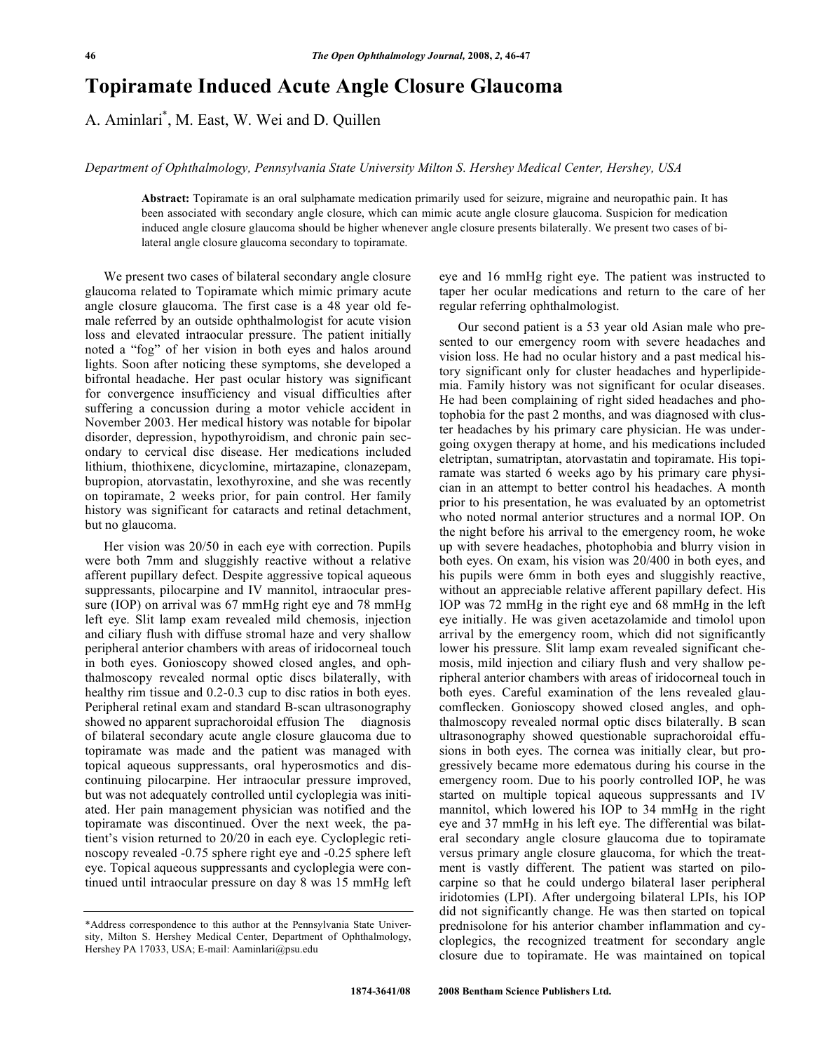# Topiramate Induced Acute Angle Closure Glaucoma

A. Aminlari[*], M. East, W. Wei and D. Quillen

*Department of Ophthalmology, Pennsylvania State University Milton S. Hershey Medical Center, Hershey, USA*

**Abstract:** Topiramate is an oral sulphamate medication primarily used for seizure, migraine and neuropathic pain. It has been associated with secondary angle closure, which can mimic acute angle closure glaucoma. Suspicion for medication induced angle closure glaucoma should be higher whenever angle closure presents bilaterally. We present two cases of bilateral angle closure glaucoma secondary to topiramate.

We present two cases of bilateral secondary angle closure glaucoma related to Topiramate which mimic primary acute angle closure glaucoma. The first case is a 48 year old female referred by an outside ophthalmologist for acute vision loss and elevated intraocular pressure. The patient initially noted a "fog" of her vision in both eyes and halos around lights. Soon after noticing these symptoms, she developed a bifrontal headache. Her past ocular history was significant for convergence insufficiency and visual difficulties after suffering a concussion during a motor vehicle accident in November 2003. Her medical history was notable for bipolar disorder, depression, hypothyroidism, and chronic pain secondary to cervical disc disease. Her medications included lithium, thiothixene, dicyclomine, mirtazapine, clonazepam, bupropion, atorvastatin, lexothyroxine, and she was recently on topiramate, 2 weeks prior, for pain control. Her family history was significant for cataracts and retinal detachment, but no glaucoma.

Her vision was 20/50 in each eye with correction. Pupils were both 7mm and sluggishly reactive without a relative afferent pupillary defect. Despite aggressive topical aqueous suppressants, pilocarpine and IV mannitol, intraocular pressure (IOP) on arrival was 67 mmHg right eye and 78 mmHg left eye. Slit lamp exam revealed mild chemosis, injection and ciliary flush with diffuse stromal haze and very shallow peripheral anterior chambers with areas of iridocorneal touch in both eyes. Gonioscopy showed closed angles, and ophthalmoscopy revealed normal optic discs bilaterally, with healthy rim tissue and 0.2-0.3 cup to disc ratios in both eyes. Peripheral retinal exam and standard B-scan ultrasonography showed no apparent suprachoroidal effusion The diagnosis of bilateral secondary acute angle closure glaucoma due to topiramate was made and the patient was managed with topical aqueous suppressants, oral hyperosmotics and discontinuing pilocarpine. Her intraocular pressure improved, but was not adequately controlled until cycloplegia was initiated. Her pain management physician was notified and the topiramate was discontinued. Over the next week, the patient's vision returned to 20/20 in each eye. Cycloplegic retinoscopy revealed -0.75 sphere right eye and -0.25 sphere left eye. Topical aqueous suppressants and cycloplegia were continued until intraocular pressure on day 8 was 15 mmHg left eye and 16 mmHg right eye. The patient was instructed to taper her ocular medications and return to the care of her regular referring ophthalmologist.

Our second patient is a 53 year old Asian male who presented to our emergency room with severe headaches and vision loss. He had no ocular history and a past medical history significant only for cluster headaches and hyperlipidemia. Family history was not significant for ocular diseases. He had been complaining of right sided headaches and photophobia for the past 2 months, and was diagnosed with cluster headaches by his primary care physician. He was undergoing oxygen therapy at home, and his medications included eletriptan, sumatriptan, atorvastatin and topiramate. His topiramate was started 6 weeks ago by his primary care physician in an attempt to better control his headaches. A month prior to his presentation, he was evaluated by an optometrist who noted normal anterior structures and a normal IOP. On the night before his arrival to the emergency room, he woke up with severe headaches, photophobia and blurry vision in both eyes. On exam, his vision was 20/400 in both eyes, and his pupils were 6mm in both eyes and sluggishly reactive, without an appreciable relative afferent papillary defect. His IOP was 72 mmHg in the right eye and 68 mmHg in the left eye initially. He was given acetazolamide and timolol upon arrival by the emergency room, which did not significantly lower his pressure. Slit lamp exam revealed significant chemosis, mild injection and ciliary flush and very shallow peripheral anterior chambers with areas of iridocorneal touch in both eyes. Careful examination of the lens revealed glaucomflecken. Gonioscopy showed closed angles, and ophthalmoscopy revealed normal optic discs bilaterally. B scan ultrasonography showed questionable suprachoroidal effusions in both eyes. The cornea was initially clear, but progressively became more edematous during his course in the emergency room. Due to his poorly controlled IOP, he was started on multiple topical aqueous suppressants and IV mannitol, which lowered his IOP to 34 mmHg in the right eye and 37 mmHg in his left eye. The differential was bilateral secondary angle closure glaucoma due to topiramate versus primary angle closure glaucoma, for which the treatment is vastly different. The patient was started on pilocarpine so that he could undergo bilateral laser peripheral iridotomies (LPI). After undergoing bilateral LPIs, his IOP did not significantly change. He was then started on topical prednisolone for his anterior chamber inflammation and cycloplegics, the recognized treatment for secondary angle closure due to topiramate. He was maintained on topical

*Address correspondence to this author at the Pennsylvania State University, Milton S. Hershey Medical Center, Department of Ophthalmology, Hershey PA 17033, USA; E-mail: Aaminlari@psu.edu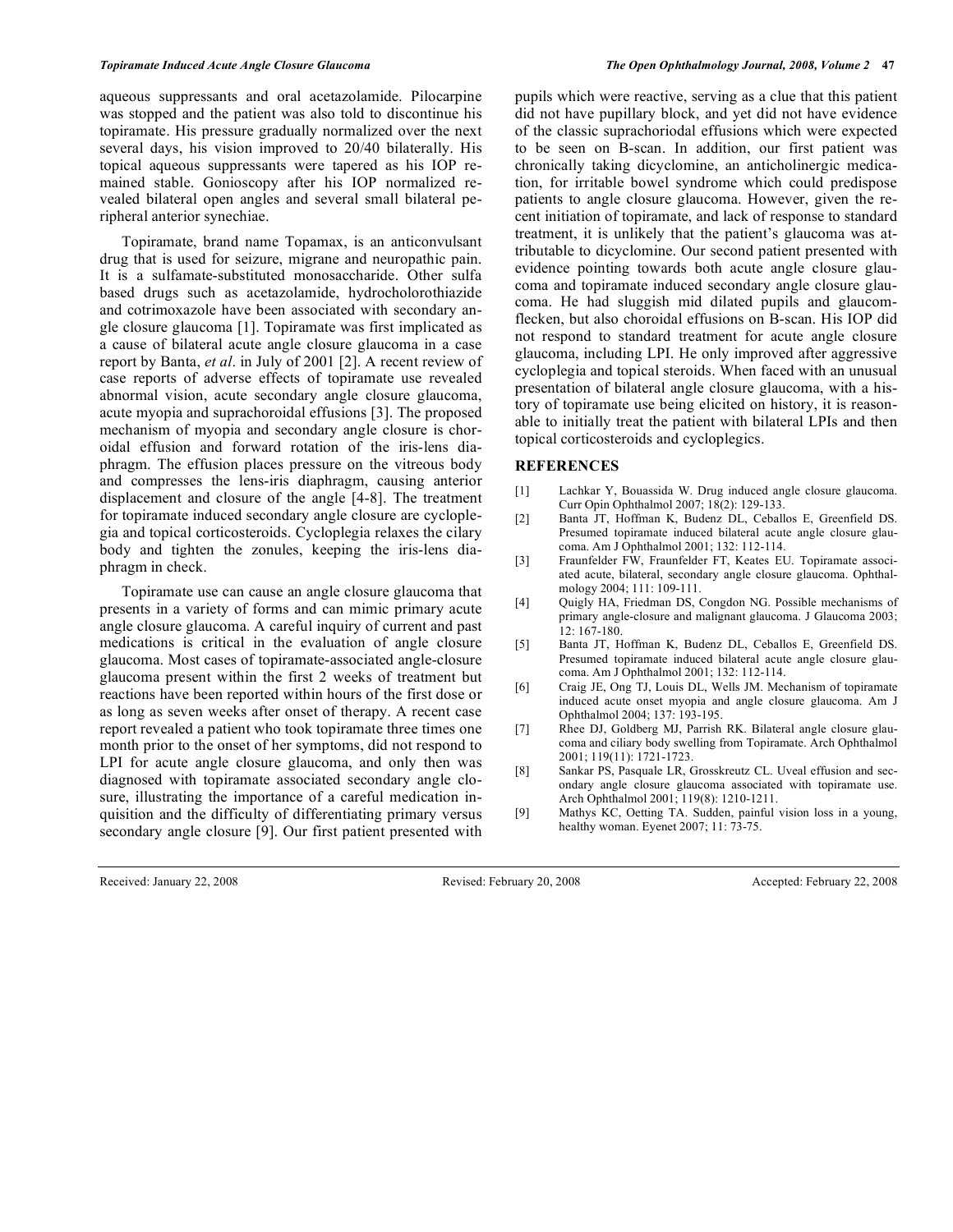aqueous suppressants and oral acetazolamide. Pilocarpine was stopped and the patient was also told to discontinue his topiramate. His pressure gradually normalized over the next several days, his vision improved to 20/40 bilaterally. His topical aqueous suppressants were tapered as his IOP remained stable. Gonioscopy after his IOP normalized revealed bilateral open angles and several small bilateral peripheral anterior synechiae.

Topiramate, brand name Topamax, is an anticonvulsant drug that is used for seizure, migrane and neuropathic pain. It is a sulfamate-substituted monosaccharide. Other sulfa based drugs such as acetazolamide, hydrocholorothiazide and cotrimoxazole have been associated with secondary angle closure glaucoma [1]. Topiramate was first implicated as a cause of bilateral acute angle closure glaucoma in a case report by Banta, *et al*. in July of 2001 [2]. A recent review of case reports of adverse effects of topiramate use revealed abnormal vision, acute secondary angle closure glaucoma, acute myopia and suprachoroidal effusions [3]. The proposed mechanism of myopia and secondary angle closure is choroidal effusion and forward rotation of the iris-lens diaphragm. The effusion places pressure on the vitreous body and compresses the lens-iris diaphragm, causing anterior displacement and closure of the angle [4-8]. The treatment for topiramate induced secondary angle closure are cycloplegia and topical corticosteroids. Cycloplegia relaxes the cilary body and tighten the zonules, keeping the iris-lens diaphragm in check.

Topiramate use can cause an angle closure glaucoma that presents in a variety of forms and can mimic primary acute angle closure glaucoma. A careful inquiry of current and past medications is critical in the evaluation of angle closure glaucoma. Most cases of topiramate-associated angle-closure glaucoma present within the first 2 weeks of treatment but reactions have been reported within hours of the first dose or as long as seven weeks after onset of therapy. A recent case report revealed a patient who took topiramate three times one month prior to the onset of her symptoms, did not respond to LPI for acute angle closure glaucoma, and only then was diagnosed with topiramate associated secondary angle closure, illustrating the importance of a careful medication inquisition and the difficulty of differentiating primary versus secondary angle closure [9]. Our first patient presented with pupils which were reactive, serving as a clue that this patient did not have pupillary block, and yet did not have evidence of the classic suprachoriodal effusions which were expected to be seen on B-scan. In addition, our first patient was chronically taking dicyclomine, an anticholinergic medication, for irritable bowel syndrome which could predispose patients to angle closure glaucoma. However, given the recent initiation of topiramate, and lack of response to standard treatment, it is unlikely that the patient's glaucoma was attributable to dicyclomine. Our second patient presented with evidence pointing towards both acute angle closure glaucoma and topiramate induced secondary angle closure glaucoma. He had sluggish mid dilated pupils and glaucomflecken, but also choroidal effusions on B-scan. His IOP did not respond to standard treatment for acute angle closure glaucoma, including LPI. He only improved after aggressive cycloplegia and topical steroids. When faced with an unusual presentation of bilateral angle closure glaucoma, with a history of topiramate use being elicited on history, it is reasonable to initially treat the patient with bilateral LPIs and then topical corticosteroids and cycloplegics.

## REFERENCES

[1] Lachkar Y, Bouassida W. Drug induced angle closure glaucoma. Curr Opin Ophthalmol 2007; 18(2): 129-133.

[2] Banta JT, Hoffman K, Budenz DL, Ceballos E, Greenfield DS. Presumed topiramate induced bilateral acute angle closure glaucoma. Am J Ophthalmol 2001; 132: 112-114.

[3] Fraunfelder FW, Fraunfelder FT, Keates EU. Topiramate associated acute, bilateral, secondary angle closure glaucoma. Ophthalmology 2004; 111: 109-111.

[4] Quigly HA, Friedman DS, Congdon NG. Possible mechanisms of primary angle-closure and malignant glaucoma. J Glaucoma 2003; 12: 167-180.

[5] Banta JT, Hoffman K, Budenz DL, Ceballos E, Greenfield DS. Presumed topiramate induced bilateral acute angle closure glaucoma. Am J Ophthalmol 2001; 132: 112-114.

[6] Craig JE, Ong TJ, Louis DL, Wells JM. Mechanism of topiramate induced acute onset myopia and angle closure glaucoma. Am J Ophthalmol 2004; 137: 193-195.

[7] Rhee DJ, Goldberg MJ, Parrish RK. Bilateral angle closure glaucoma and ciliary body swelling from Topiramate. Arch Ophthalmol 2001; 119(11): 1721-1723.

[8] Sankar PS, Pasquale LR, Grosskreutz CL. Uveal effusion and secondary angle closure glaucoma associated with topiramate use. Arch Ophthalmol 2001; 119(8): 1210-1211.

[9] Mathys KC, Oetting TA. Sudden, painful vision loss in a young, healthy woman. Eyenet 2007; 11: 73-75.

Received: January 22, 2008 Revised: February 20, 2008 Accepted: February 22, 2008